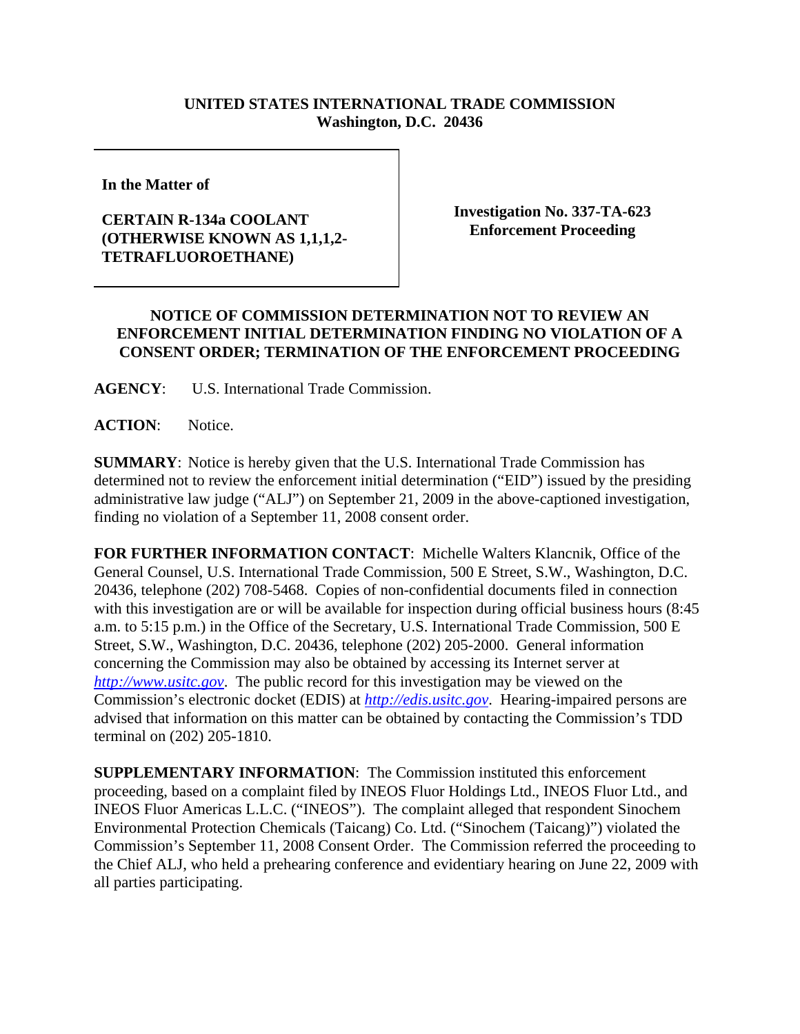**UNITED STATES INTERNATIONAL TRADE COMMISSION**
**Washington, D.C. 20436**

| In the Matter of<br><br>**CERTAIN R-134a COOLANT (OTHERWISE KNOWN AS 1,1,1,2-TETRAFLUOROETHANE)** | **Investigation No. 337-TA-623**<br>**Enforcement Proceeding** |
|---|---|

**NOTICE OF COMMISSION DETERMINATION NOT TO REVIEW AN ENFORCEMENT INITIAL DETERMINATION FINDING NO VIOLATION OF A CONSENT ORDER; TERMINATION OF THE ENFORCEMENT PROCEEDING**

**AGENCY**: U.S. International Trade Commission.

**ACTION**: Notice.

**SUMMARY**: Notice is hereby given that the U.S. International Trade Commission has determined not to review the enforcement initial determination ("EID") issued by the presiding administrative law judge ("ALJ") on September 21, 2009 in the above-captioned investigation, finding no violation of a September 11, 2008 consent order.

**FOR FURTHER INFORMATION CONTACT**: Michelle Walters Klancnik, Office of the General Counsel, U.S. International Trade Commission, 500 E Street, S.W., Washington, D.C. 20436, telephone (202) 708-5468. Copies of non-confidential documents filed in connection with this investigation are or will be available for inspection during official business hours (8:45 a.m. to 5:15 p.m.) in the Office of the Secretary, U.S. International Trade Commission, 500 E Street, S.W., Washington, D.C. 20436, telephone (202) 205-2000. General information concerning the Commission may also be obtained by accessing its Internet server at *http://www.usitc.gov*. The public record for this investigation may be viewed on the Commission's electronic docket (EDIS) at *http://edis.usitc.gov*. Hearing-impaired persons are advised that information on this matter can be obtained by contacting the Commission's TDD terminal on (202) 205-1810.

**SUPPLEMENTARY INFORMATION**: The Commission instituted this enforcement proceeding, based on a complaint filed by INEOS Fluor Holdings Ltd., INEOS Fluor Ltd., and INEOS Fluor Americas L.L.C. ("INEOS"). The complaint alleged that respondent Sinochem Environmental Protection Chemicals (Taicang) Co. Ltd. ("Sinochem (Taicang)") violated the Commission's September 11, 2008 Consent Order. The Commission referred the proceeding to the Chief ALJ, who held a prehearing conference and evidentiary hearing on June 22, 2009 with all parties participating.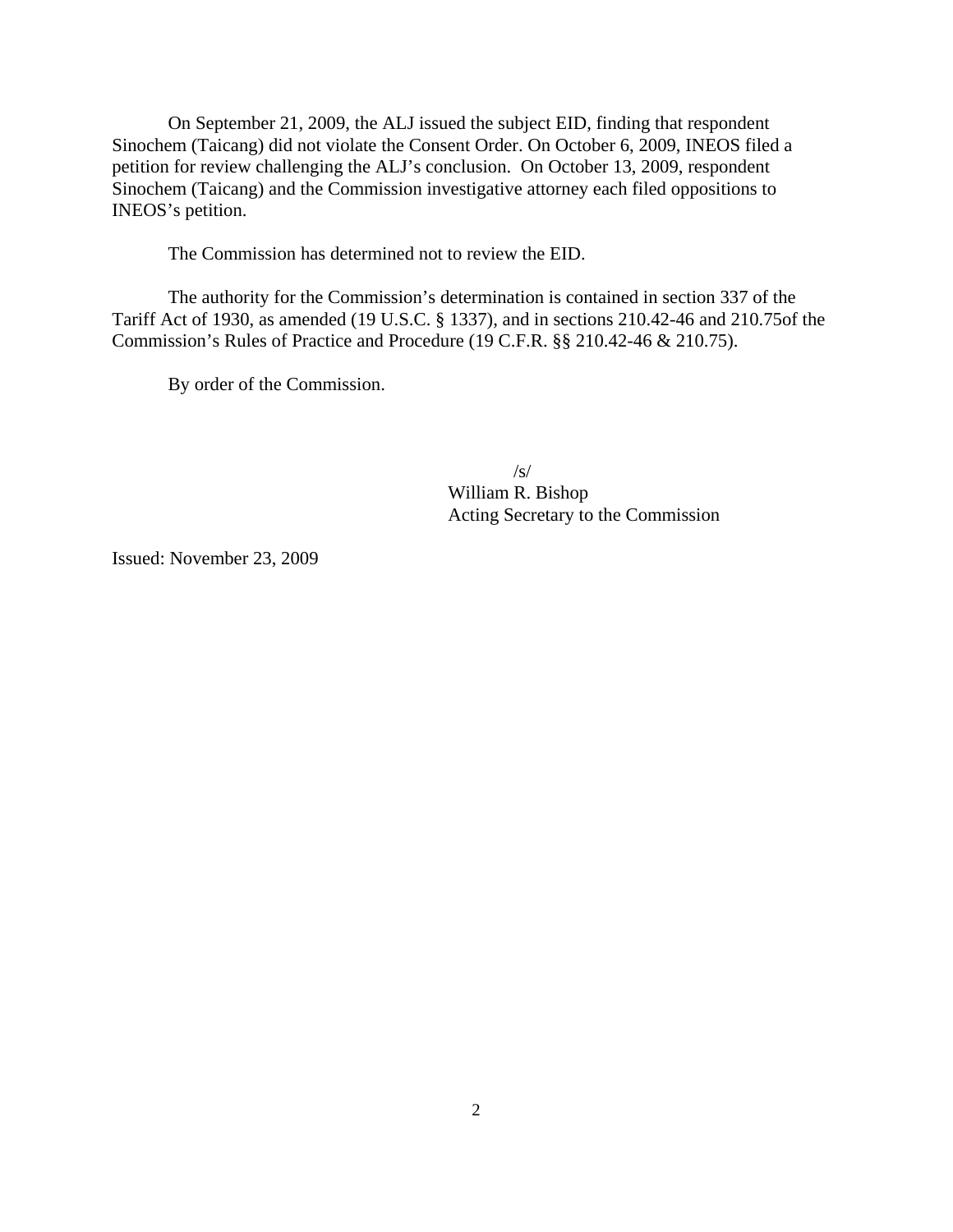On September 21, 2009, the ALJ issued the subject EID, finding that respondent Sinochem (Taicang) did not violate the Consent Order. On October 6, 2009, INEOS filed a petition for review challenging the ALJ's conclusion. On October 13, 2009, respondent Sinochem (Taicang) and the Commission investigative attorney each filed oppositions to INEOS's petition.

The Commission has determined not to review the EID.

The authority for the Commission's determination is contained in section 337 of the Tariff Act of 1930, as amended (19 U.S.C. § 1337), and in sections 210.42-46 and 210.75of the Commission's Rules of Practice and Procedure (19 C.F.R. §§ 210.42-46 & 210.75).

By order of the Commission.

/s/
William R. Bishop
Acting Secretary to the Commission

Issued: November 23, 2009